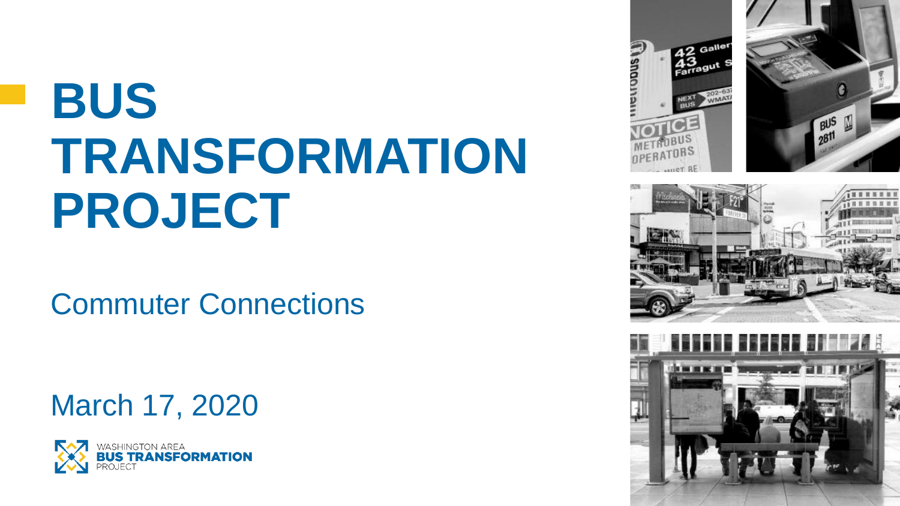# BUS TRANSFORMATION PROJECT

Commuter Connections

March 17, 2020

WASHINGTON AREA
**BUS TRANSFORMATION**
PROJECT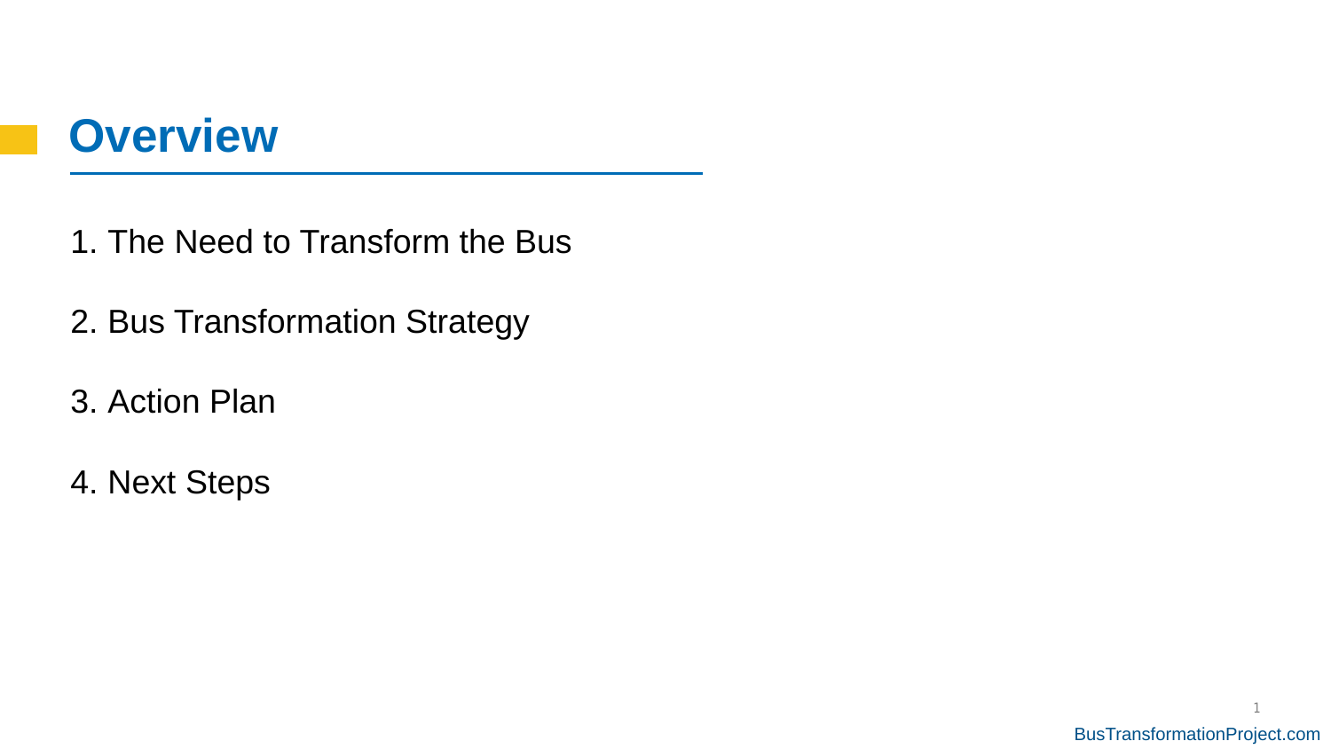# Overview

1. The Need to Transform the Bus
2. Bus Transformation Strategy
3. Action Plan
4. Next Steps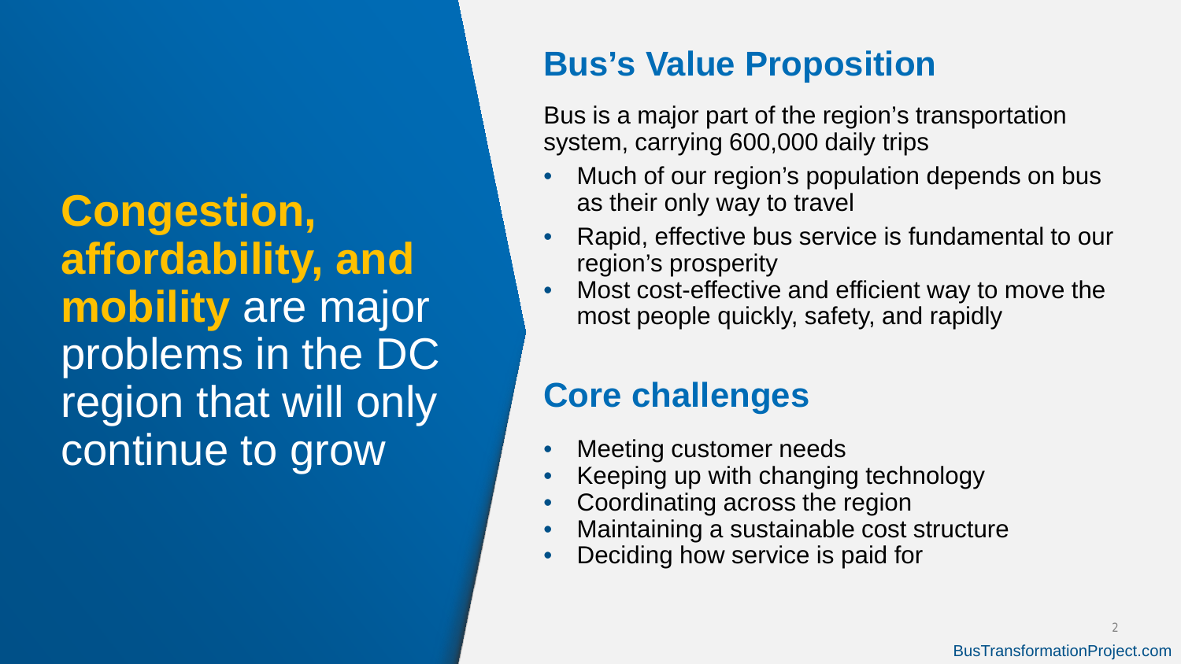**Congestion, affordability, and mobility** are major problems in the DC region that will only continue to grow

## Bus's Value Proposition

Bus is a major part of the region's transportation system, carrying 600,000 daily trips

- Much of our region's population depends on bus as their only way to travel
- Rapid, effective bus service is fundamental to our region's prosperity
- Most cost-effective and efficient way to move the most people quickly, safety, and rapidly

## Core challenges

- Meeting customer needs
- Keeping up with changing technology
- Coordinating across the region
- Maintaining a sustainable cost structure
- Deciding how service is paid for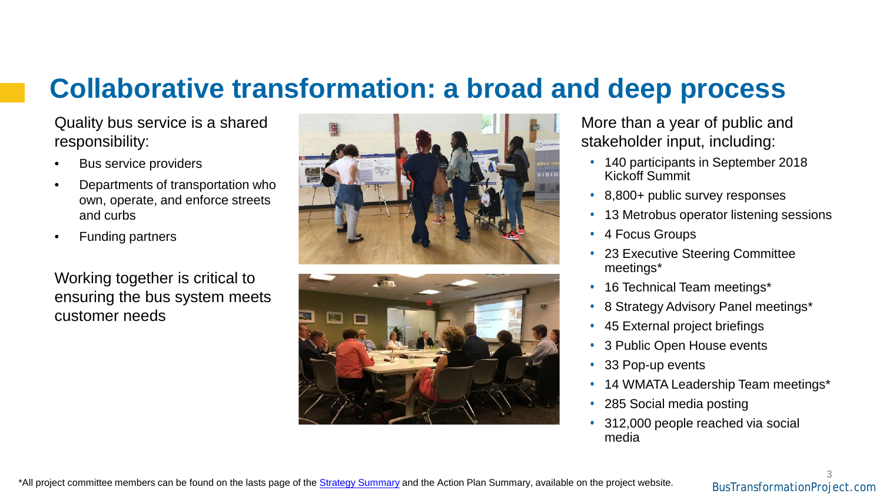# Collaborative transformation: a broad and deep process

Quality bus service is a shared responsibility:

- Bus service providers
- Departments of transportation who own, operate, and enforce streets and curbs
- Funding partners

Working together is critical to ensuring the bus system meets customer needs

More than a year of public and stakeholder input, including:

- 140 participants in September 2018 Kickoff Summit
- 8,800+ public survey responses
- 13 Metrobus operator listening sessions
- 4 Focus Groups
- 23 Executive Steering Committee meetings*
- 16 Technical Team meetings*
- 8 Strategy Advisory Panel meetings*
- 45 External project briefings
- 3 Public Open House events
- 33 Pop-up events
- 14 WMATA Leadership Team meetings*
- 285 Social media posting
- 312,000 people reached via social media

*All project committee members can be found on the lasts page of the Strategy Summary and the Action Plan Summary, available on the project website.

BusTransformationProject.com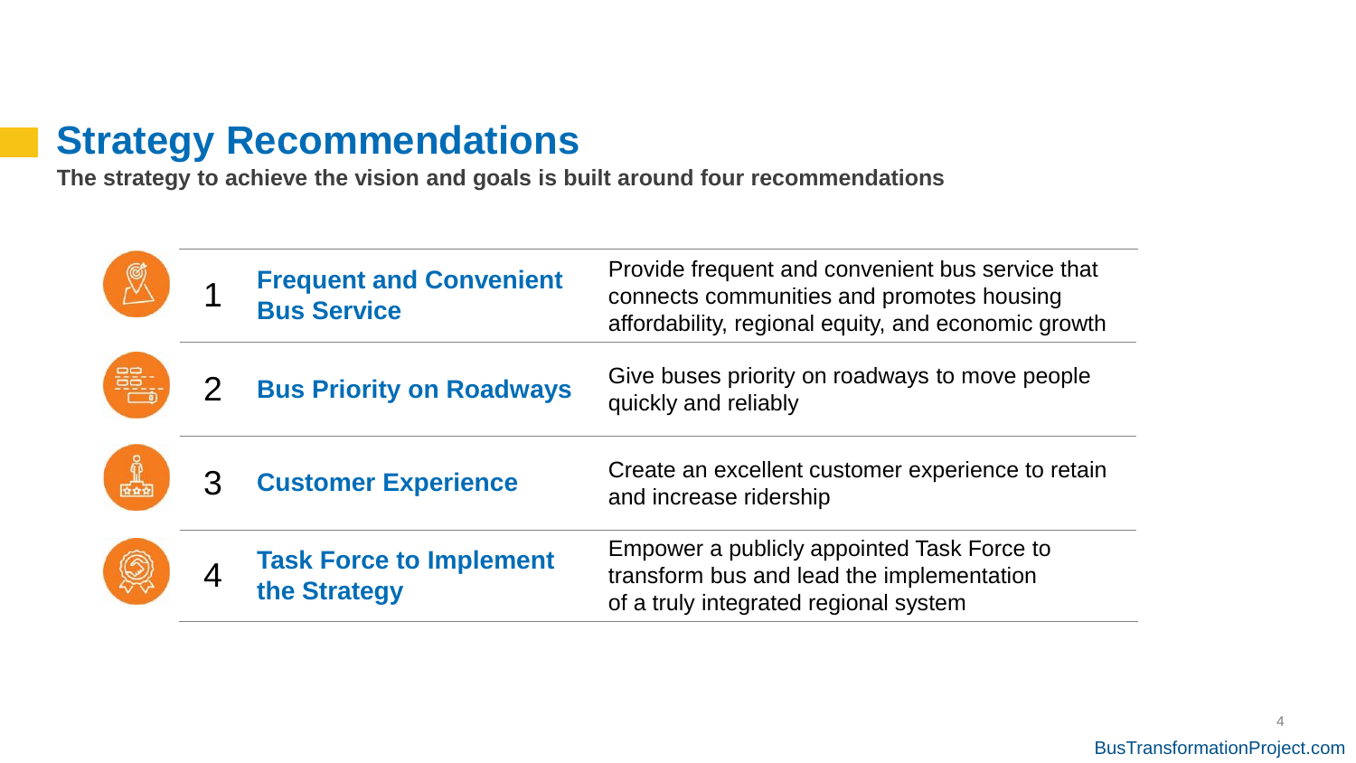# Strategy Recommendations

**The strategy to achieve the vision and goals is built around four recommendations**

| # | Recommendation | Description |
|---|---|---|
| 1 | **Frequent and Convenient Bus Service** | Provide frequent and convenient bus service that connects communities and promotes housing affordability, regional equity, and economic growth |
| 2 | **Bus Priority on Roadways** | Give buses priority on roadways to move people quickly and reliably |
| 3 | **Customer Experience** | Create an excellent customer experience to retain and increase ridership |
| 4 | **Task Force to Implement the Strategy** | Empower a publicly appointed Task Force to transform bus and lead the implementation of a truly integrated regional system |

BusTransformationProject.com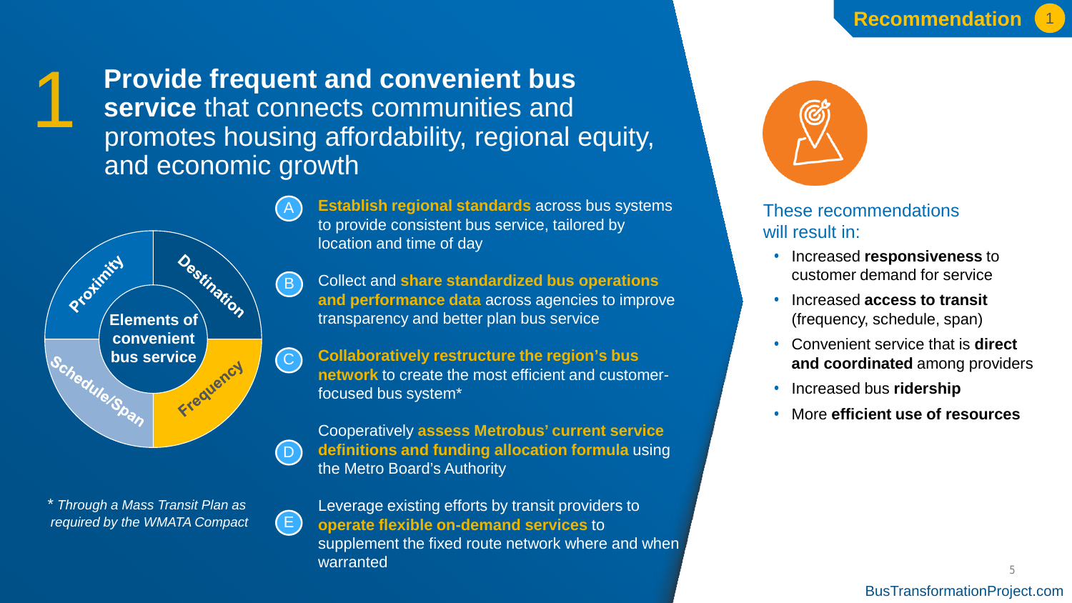Recommendation 1

# 1 **Provide frequent and convenient bus service** that connects communities and promotes housing affordability, regional equity, and economic growth

Elements of convenient bus service: Proximity, Destination, Frequency, Schedule/Span

A. **Establish regional standards** across bus systems to provide consistent bus service, tailored by location and time of day

B. Collect and **share standardized bus operations and performance data** across agencies to improve transparency and better plan bus service

C. **Collaboratively restructure the region's bus network** to create the most efficient and customer-focused bus system*

D. Cooperatively **assess Metrobus' current service definitions and funding allocation formula** using the Metro Board's Authority

E. Leverage existing efforts by transit providers to **operate flexible on-demand services** to supplement the fixed route network where and when warranted

*\* Through a Mass Transit Plan as required by the WMATA Compact*

These recommendations will result in:

- Increased **responsiveness** to customer demand for service
- Increased **access to transit** (frequency, schedule, span)
- Convenient service that is **direct and coordinated** among providers
- Increased bus **ridership**
- More **efficient use of resources**

BusTransformationProject.com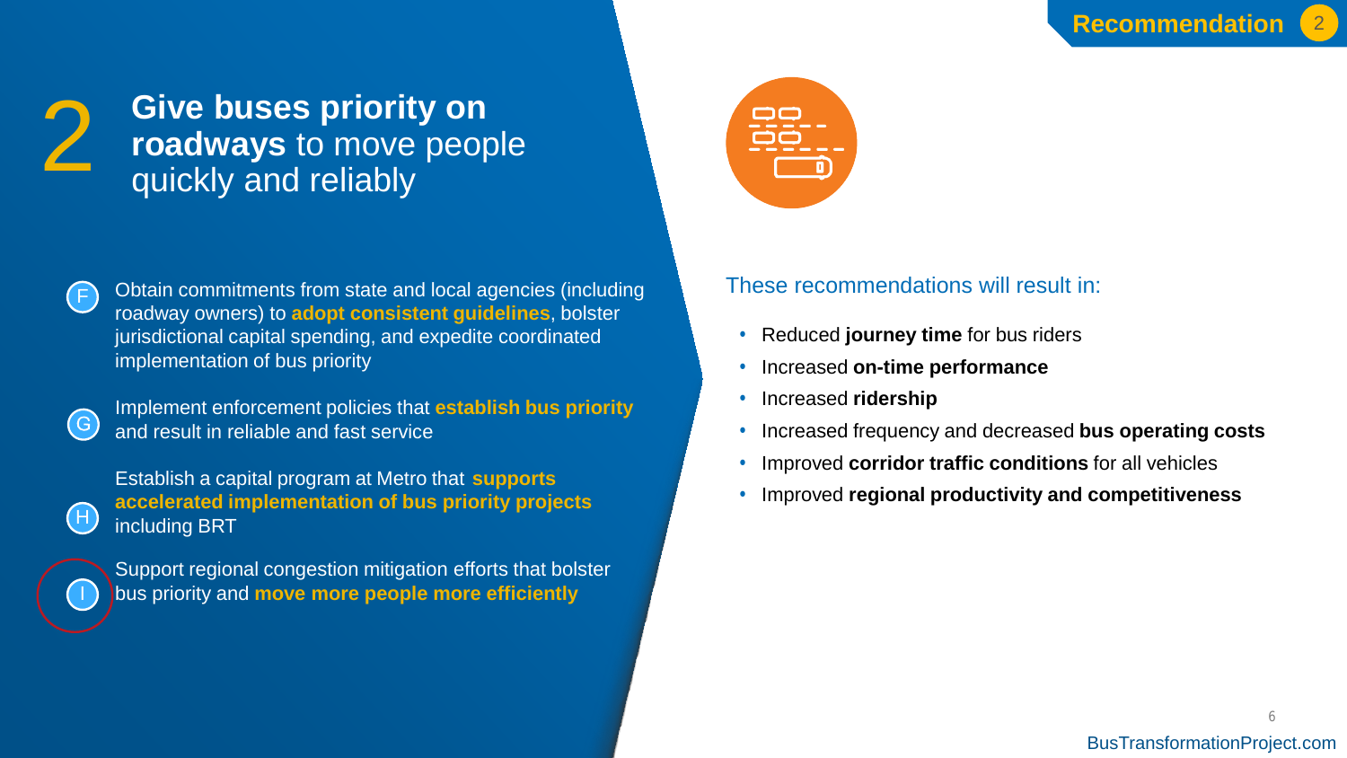Recommendation 2

# 2 Give buses priority on roadways to move people quickly and reliably

- **F** Obtain commitments from state and local agencies (including roadway owners) to **adopt consistent guidelines**, bolster jurisdictional capital spending, and expedite coordinated implementation of bus priority
- **G** Implement enforcement policies that **establish bus priority** and result in reliable and fast service
- **H** Establish a capital program at Metro that **supports accelerated implementation of bus priority projects** including BRT
- **I** Support regional congestion mitigation efforts that bolster bus priority and **move more people more efficiently**

These recommendations will result in:

- Reduced **journey time** for bus riders
- Increased **on-time performance**
- Increased **ridership**
- Increased frequency and decreased **bus operating costs**
- Improved **corridor traffic conditions** for all vehicles
- Improved **regional productivity and competitiveness**

BusTransformationProject.com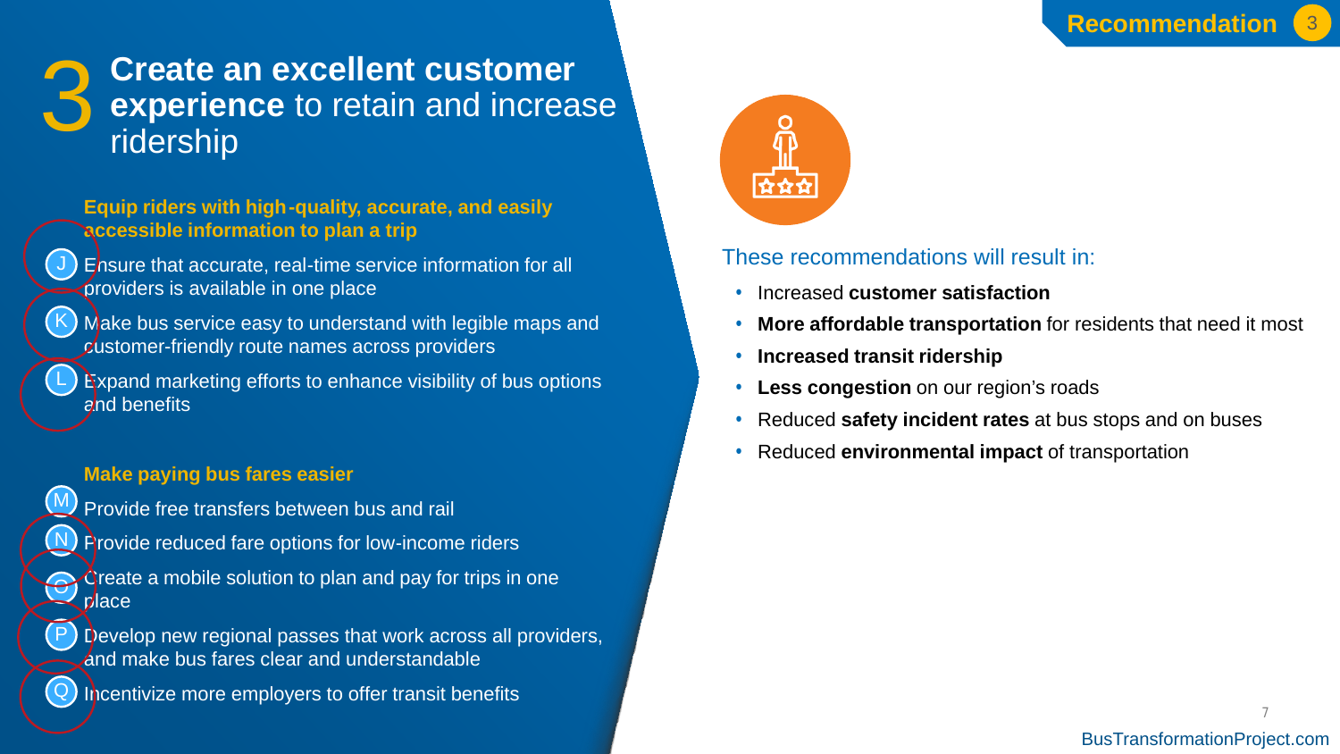Recommendation 3

# 3 **Create an excellent customer experience** to retain and increase ridership

**Equip riders with high-quality, accurate, and easily accessible information to plan a trip**

- J Ensure that accurate, real-time service information for all providers is available in one place
- K Make bus service easy to understand with legible maps and customer-friendly route names across providers
- L Expand marketing efforts to enhance visibility of bus options and benefits

**Make paying bus fares easier**

- M Provide free transfers between bus and rail
- N Provide reduced fare options for low-income riders
- O Create a mobile solution to plan and pay for trips in one place
- P Develop new regional passes that work across all providers, and make bus fares clear and understandable
- Q Incentivize more employers to offer transit benefits

These recommendations will result in:

- Increased **customer satisfaction**
- **More affordable transportation** for residents that need it most
- **Increased transit ridership**
- **Less congestion** on our region's roads
- Reduced **safety incident rates** at bus stops and on buses
- Reduced **environmental impact** of transportation

BusTransformationProject.com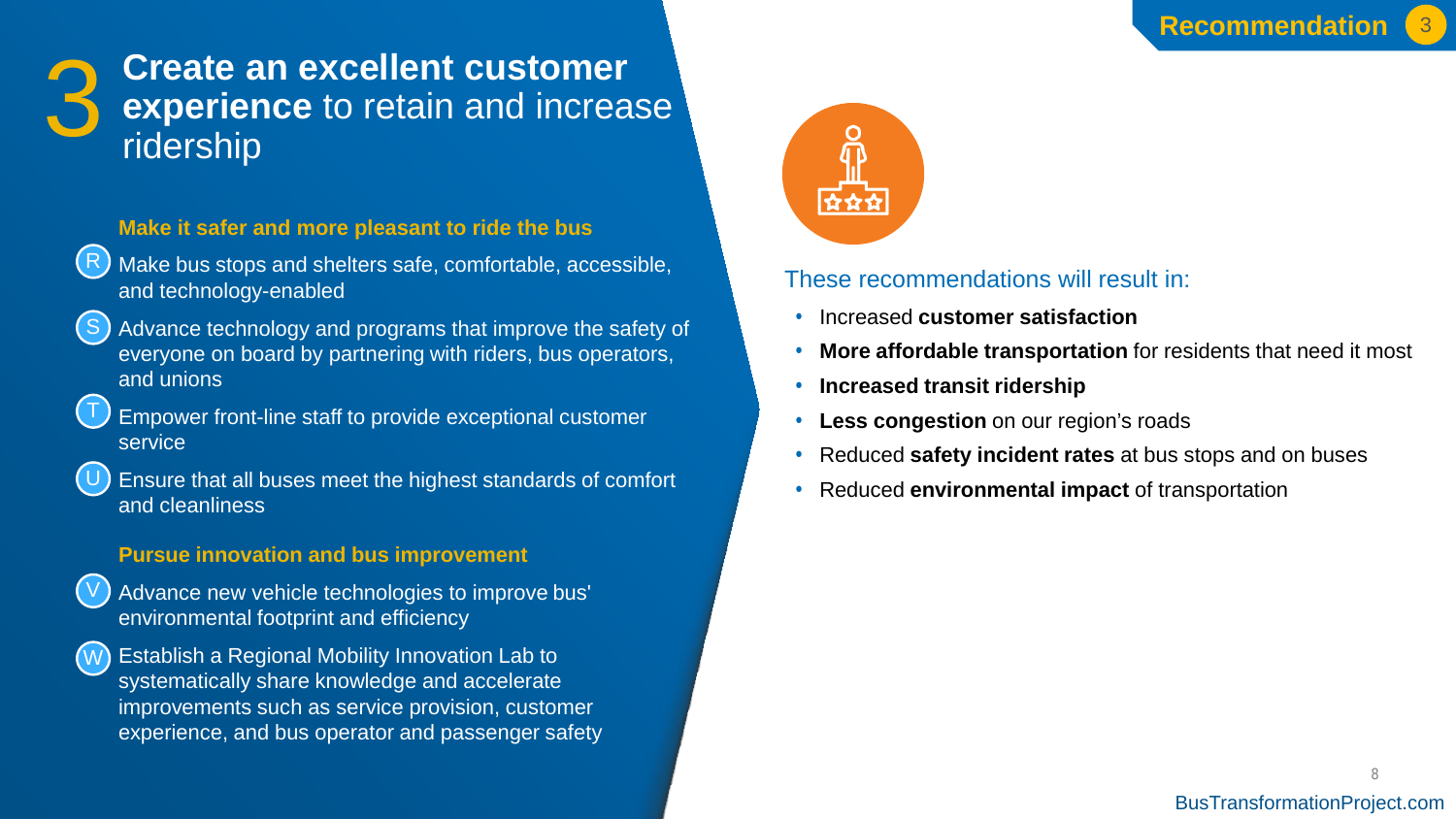Recommendation 3

# 3 **Create an excellent customer experience** to retain and increase ridership

### Make it safer and more pleasant to ride the bus

- (R) Make bus stops and shelters safe, comfortable, accessible, and technology-enabled
- (S) Advance technology and programs that improve the safety of everyone on board by partnering with riders, bus operators, and unions
- (T) Empower front-line staff to provide exceptional customer service
- (U) Ensure that all buses meet the highest standards of comfort and cleanliness

### Pursue innovation and bus improvement

- (V) Advance new vehicle technologies to improve bus' environmental footprint and efficiency
- (W) Establish a Regional Mobility Innovation Lab to systematically share knowledge and accelerate improvements such as service provision, customer experience, and bus operator and passenger safety

These recommendations will result in:

- Increased **customer satisfaction**
- **More affordable transportation** for residents that need it most
- **Increased transit ridership**
- **Less congestion** on our region's roads
- Reduced **safety incident rates** at bus stops and on buses
- Reduced **environmental impact** of transportation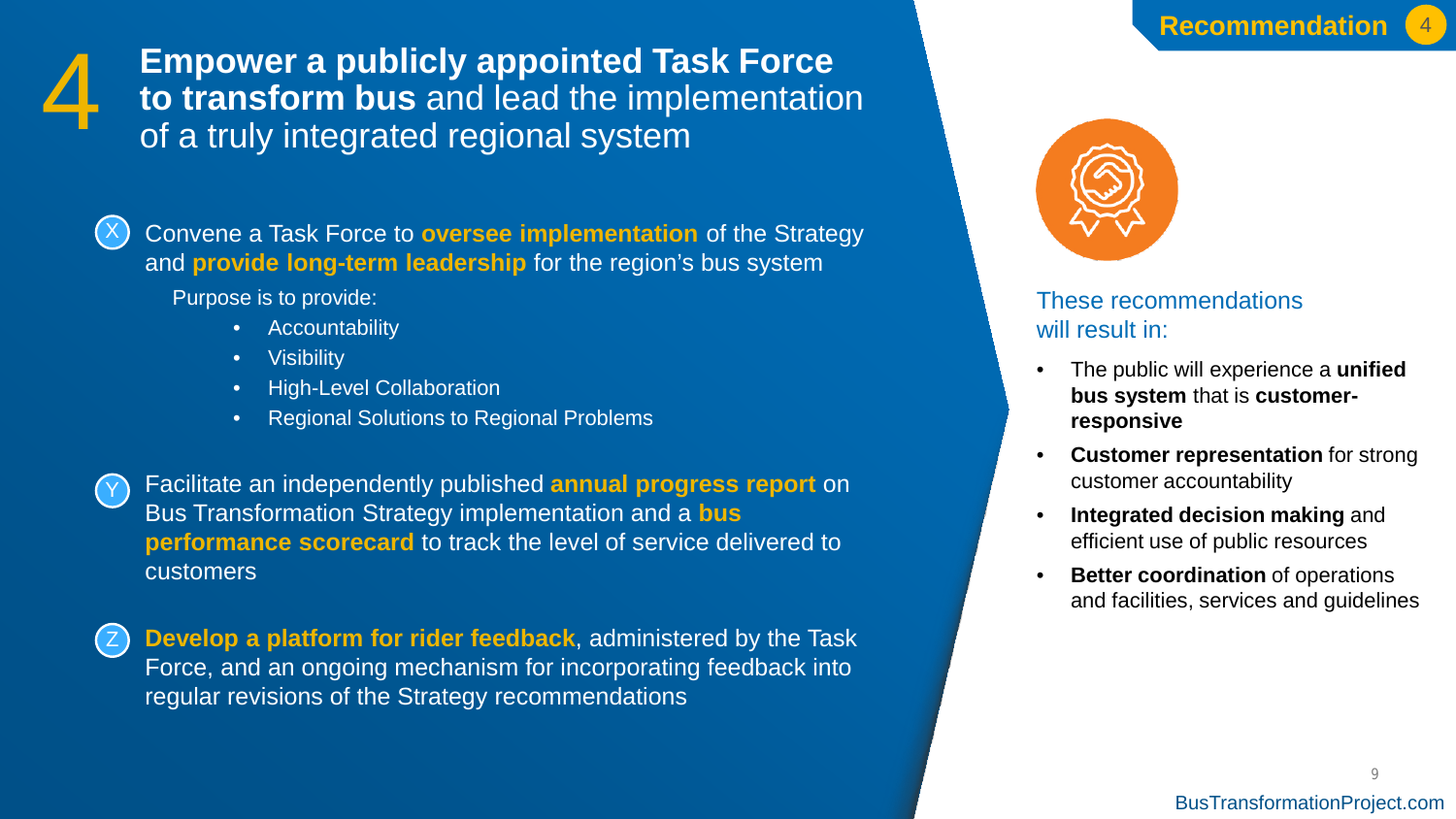Recommendation 4

# 4 **Empower a publicly appointed Task Force to transform bus** and lead the implementation of a truly integrated regional system

**X** Convene a Task Force to **oversee implementation** of the Strategy and **provide long-term leadership** for the region's bus system

Purpose is to provide:

- Accountability
- Visibility
- High-Level Collaboration
- Regional Solutions to Regional Problems

**Y** Facilitate an independently published **annual progress report** on Bus Transformation Strategy implementation and a **bus performance scorecard** to track the level of service delivered to customers

**Z** **Develop a platform for rider feedback**, administered by the Task Force, and an ongoing mechanism for incorporating feedback into regular revisions of the Strategy recommendations

These recommendations will result in:

- The public will experience a **unified bus system** that is **customer-responsive**
- **Customer representation** for strong customer accountability
- **Integrated decision making** and efficient use of public resources
- **Better coordination** of operations and facilities, services and guidelines

BusTransformationProject.com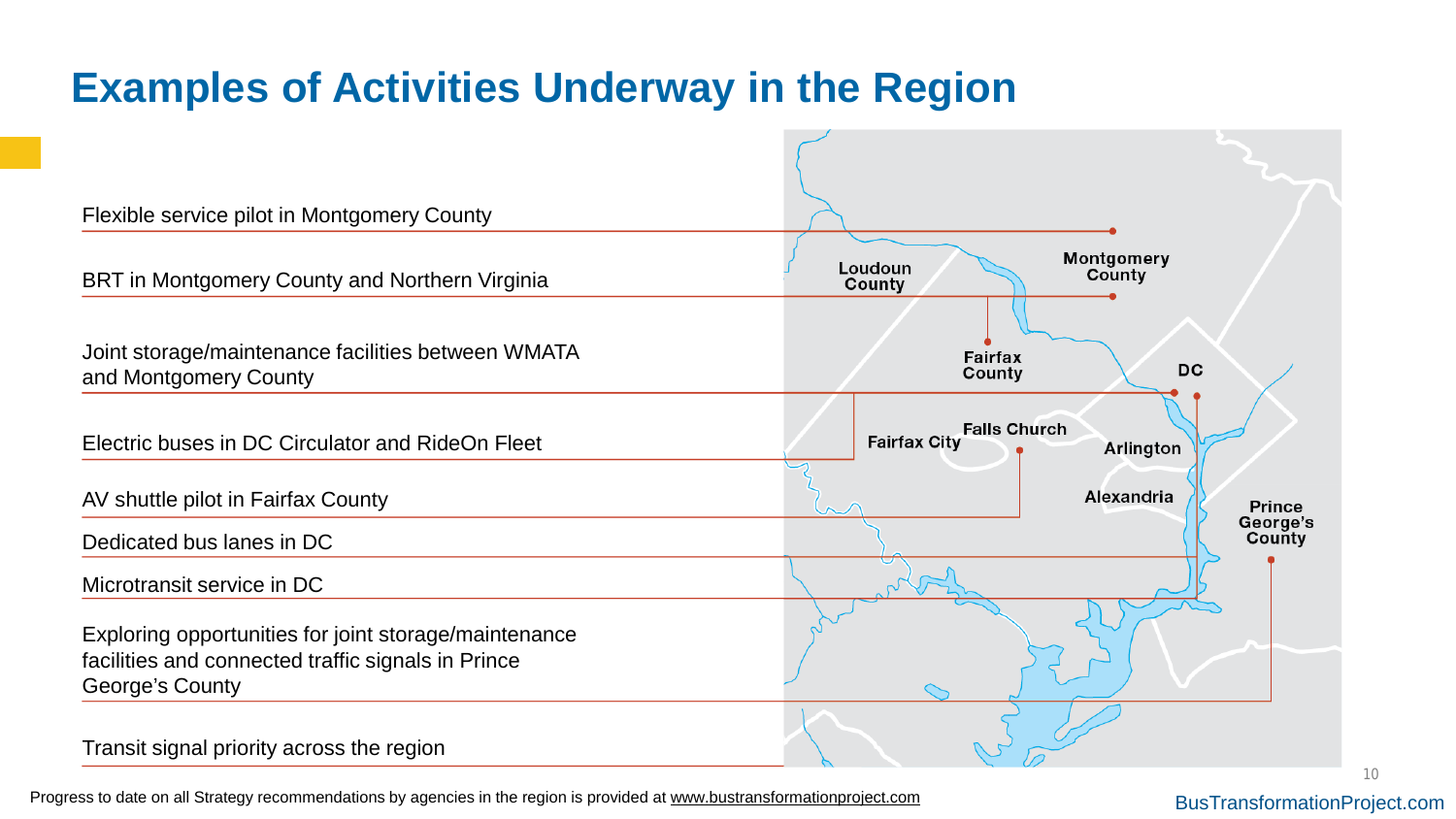# Examples of Activities Underway in the Region

- Flexible service pilot in Montgomery County
- BRT in Montgomery County and Northern Virginia
- Joint storage/maintenance facilities between WMATA and Montgomery County
- Electric buses in DC Circulator and RideOn Fleet
- AV shuttle pilot in Fairfax County
- Dedicated bus lanes in DC
- Microtransit service in DC
- Exploring opportunities for joint storage/maintenance facilities and connected traffic signals in Prince George's County
- Transit signal priority across the region

Loudoun County · Montgomery County · Fairfax County · DC · Fairfax City · Falls Church · Arlington · Alexandria · Prince George's County

Progress to date on all Strategy recommendations by agencies in the region is provided at www.bustransformationproject.com

BusTransformationProject.com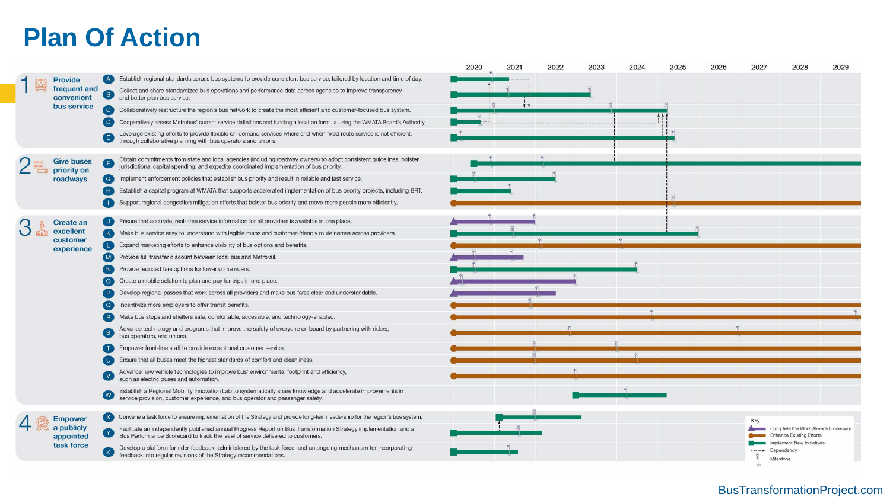# Plan Of Action

Timeline: 2020 | 2021 | 2022 | 2023 | 2024 | 2025 | 2026 | 2027 | 2028 | 2029

## 1 Provide frequent and convenient bus service

- **A** Establish regional standards across bus systems to provide consistent bus service, tailored by location and time of day.
- **B** Collect and share standardized bus operations and performance data across agencies to improve transparency and better plan bus service.
- **C** Collaboratively restructure the region's bus network to create the most efficient and customer-focused bus system.
- **D** Cooperatively assess Metrobus' current service definitions and funding allocation formula using the WMATA Board's Authority.
- **E** Leverage existing efforts to provide flexible on-demand services where and when fixed route service is not efficient, through collaborative planning with bus operators and unions.

## 2 Give buses priority on roadways

- **F** Obtain commitments from state and local agencies (including roadway owners) to adopt consistent guidelines, bolster jurisdictional capital spending, and expedite coordinated implementation of bus priority.
- **G** Implement enforcement policies that establish bus priority and result in reliable and fast service.
- **H** Establish a capital program at WMATA that supports accelerated implementation of bus priority projects, including BRT.
- **I** Support regional congestion mitigation efforts that bolster bus priority and move more people more efficiently.

## 3 Create an excellent customer experience

- **J** Ensure that accurate, real-time service information for all providers is available in one place.
- **K** Make bus service easy to understand with legible maps and customer-friendly route names across providers.
- **L** Expand marketing efforts to enhance visibility of bus options and benefits.
- **M** Provide full transfer discount between local bus and Metrorail.
- **N** Provide reduced fare options for low-income riders.
- **O** Create a mobile solution to plan and pay for trips in one place.
- **P** Develop regional passes that work across all providers and make bus fares clear and understandable.
- **Q** Incentivize more employers to offer transit benefits.
- **R** Make bus stops and shelters safe, comfortable, accessible, and technology-enabled.
- **S** Advance technology and programs that improve the safety of everyone on board by partnering with riders, bus operators, and unions.
- **T** Empower front-line staff to provide exceptional customer service.
- **U** Ensure that all buses meet the highest standards of comfort and cleanliness.
- **V** Advance new vehicle technologies to improve bus' environmental footprint and efficiency, such as electric buses and automation.
- **W** Establish a Regional Mobility Innovation Lab to systematically share knowledge and accelerate improvements in service provision, customer experience, and bus operator and passenger safety.

## 4 Empower a publicly appointed task force

- **X** Convene a task force to ensure implementation of the Strategy and provide long-term leadership for the region's bus system.
- **Y** Facilitate an independently published annual Progress Report on Bus Transformation Strategy implementation and a Bus Performance Scorecard to track the level of service delivered to customers.
- **Z** Develop a platform for rider feedback, administered by the task force, and an ongoing mechanism for incorporating feedback into regular revisions of the Strategy recommendations.

**Key**
- Complete the Work Already Underway
- Enhance Existing Efforts
- Implement New Initiatives
- Dependency
- Milestone

BusTransformationProject.com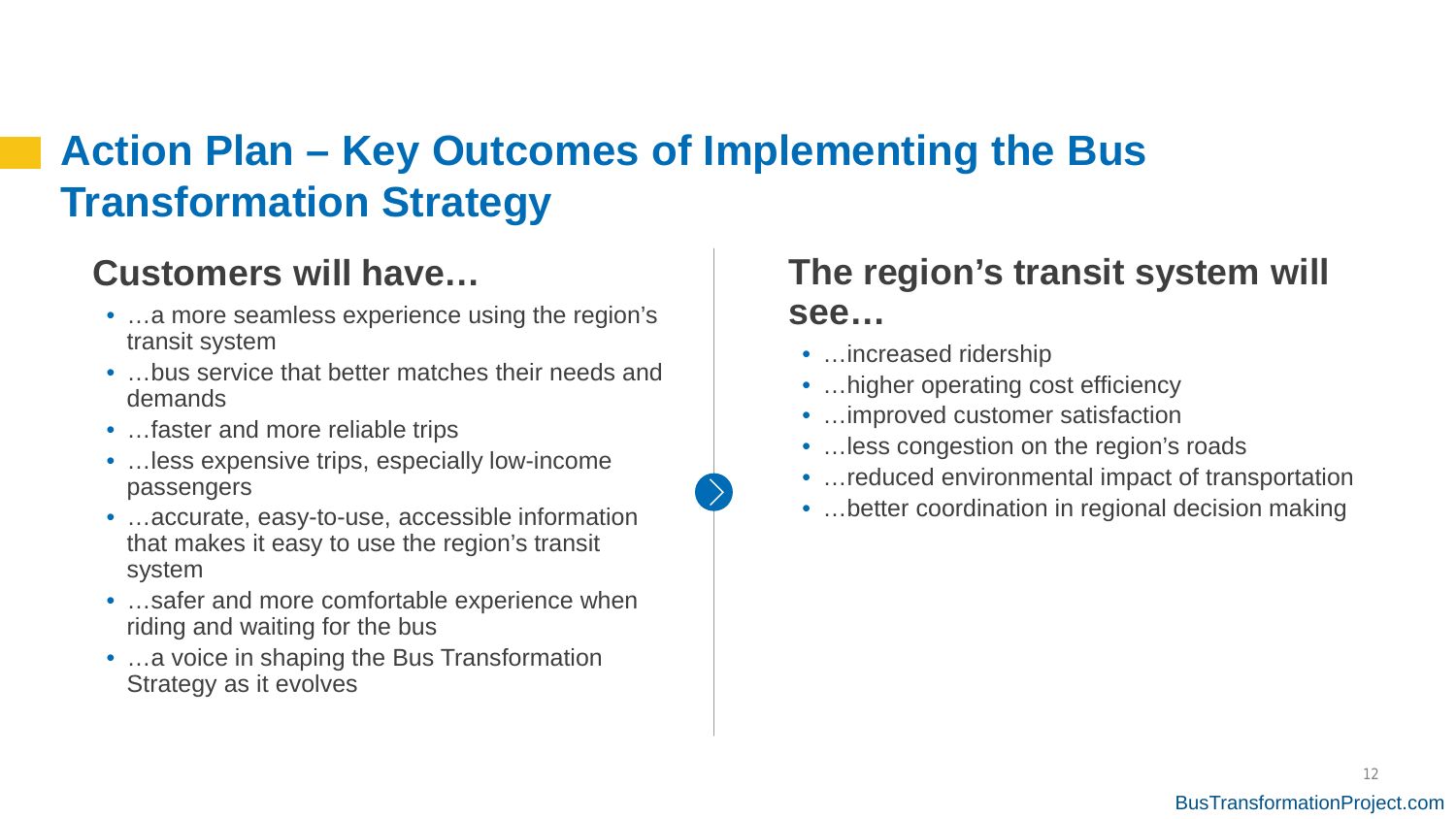# Action Plan – Key Outcomes of Implementing the Bus Transformation Strategy

## Customers will have…

- …a more seamless experience using the region's transit system
- …bus service that better matches their needs and demands
- …faster and more reliable trips
- …less expensive trips, especially low-income passengers
- …accurate, easy-to-use, accessible information that makes it easy to use the region's transit system
- …safer and more comfortable experience when riding and waiting for the bus
- …a voice in shaping the Bus Transformation Strategy as it evolves

## The region's transit system will see…

- …increased ridership
- …higher operating cost efficiency
- …improved customer satisfaction
- …less congestion on the region's roads
- …reduced environmental impact of transportation
- …better coordination in regional decision making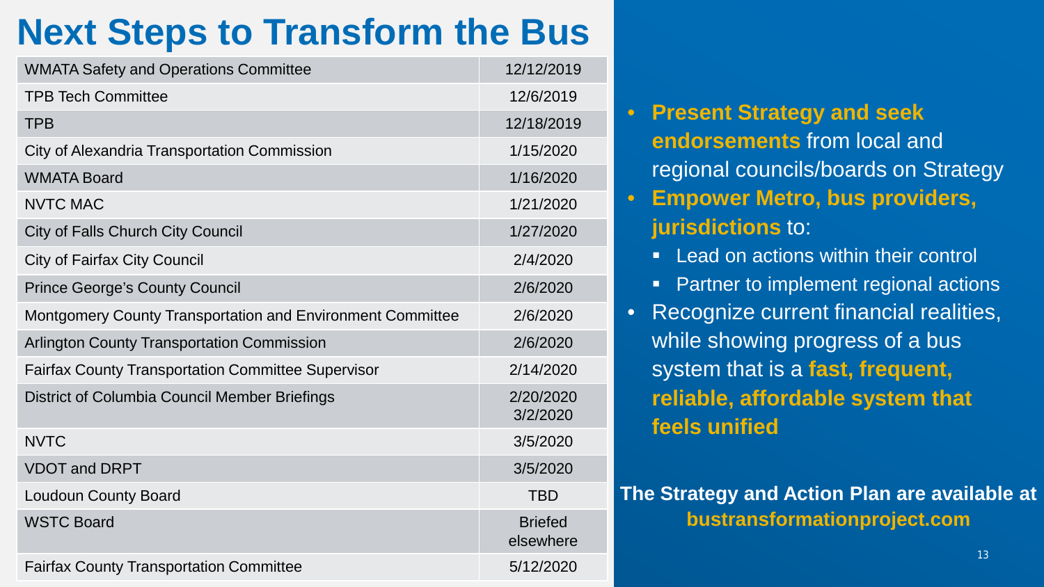# Next Steps to Transform the Bus

| | |
|---|---|
| WMATA Safety and Operations Committee | 12/12/2019 |
| TPB Tech Committee | 12/6/2019 |
| TPB | 12/18/2019 |
| City of Alexandria Transportation Commission | 1/15/2020 |
| WMATA Board | 1/16/2020 |
| NVTC MAC | 1/21/2020 |
| City of Falls Church City Council | 1/27/2020 |
| City of Fairfax City Council | 2/4/2020 |
| Prince George's County Council | 2/6/2020 |
| Montgomery County Transportation and Environment Committee | 2/6/2020 |
| Arlington County Transportation Commission | 2/6/2020 |
| Fairfax County Transportation Committee Supervisor | 2/14/2020 |
| District of Columbia Council Member Briefings | 2/20/2020 3/2/2020 |
| NVTC | 3/5/2020 |
| VDOT and DRPT | 3/5/2020 |
| Loudoun County Board | TBD |
| WSTC Board | Briefed elsewhere |
| Fairfax County Transportation Committee | 5/12/2020 |

- **Present Strategy and seek endorsements** from local and regional councils/boards on Strategy
- **Empower Metro, bus providers, jurisdictions** to:
  - Lead on actions within their control
  - Partner to implement regional actions
- Recognize current financial realities, while showing progress of a bus system that is a **fast, frequent, reliable, affordable system that feels unified**

**The Strategy and Action Plan are available at bustransformationproject.com**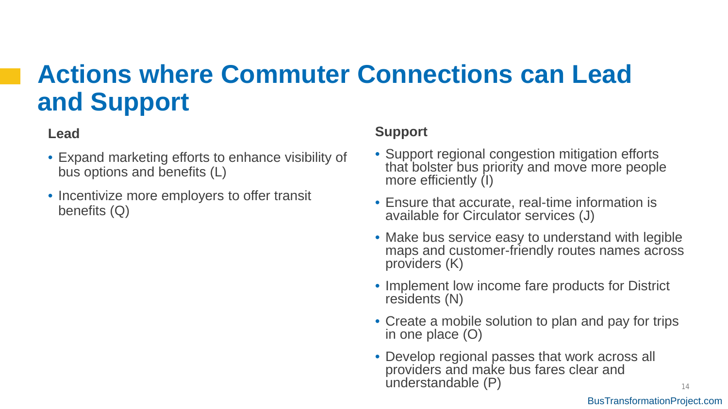# Actions where Commuter Connections can Lead and Support

### Lead

- Expand marketing efforts to enhance visibility of bus options and benefits (L)
- Incentivize more employers to offer transit benefits (Q)

### Support

- Support regional congestion mitigation efforts that bolster bus priority and move more people more efficiently (I)
- Ensure that accurate, real-time information is available for Circulator services (J)
- Make bus service easy to understand with legible maps and customer-friendly routes names across providers (K)
- Implement low income fare products for District residents (N)
- Create a mobile solution to plan and pay for trips in one place (O)
- Develop regional passes that work across all providers and make bus fares clear and understandable (P)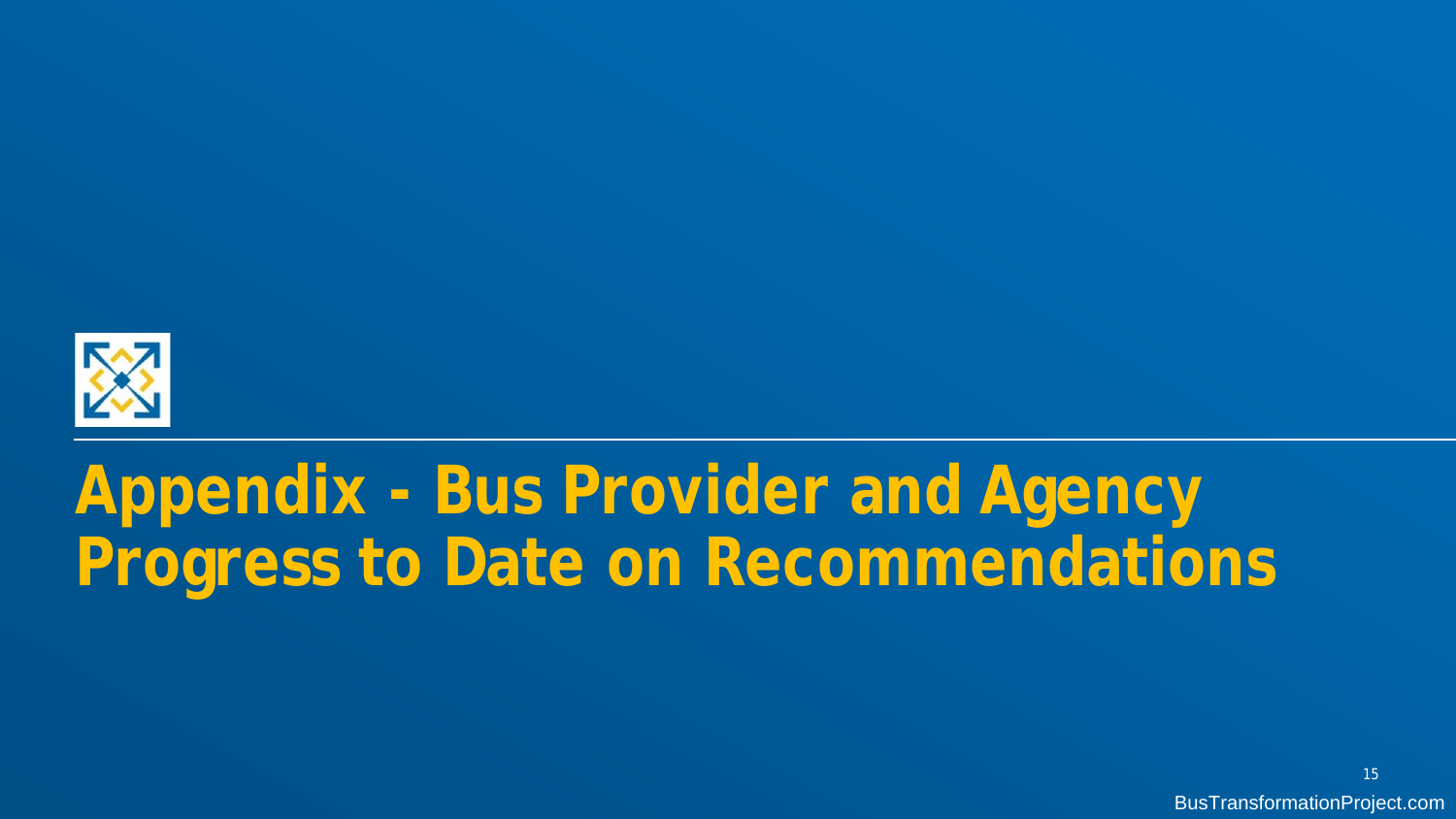# Appendix - Bus Provider and Agency Progress to Date on Recommendations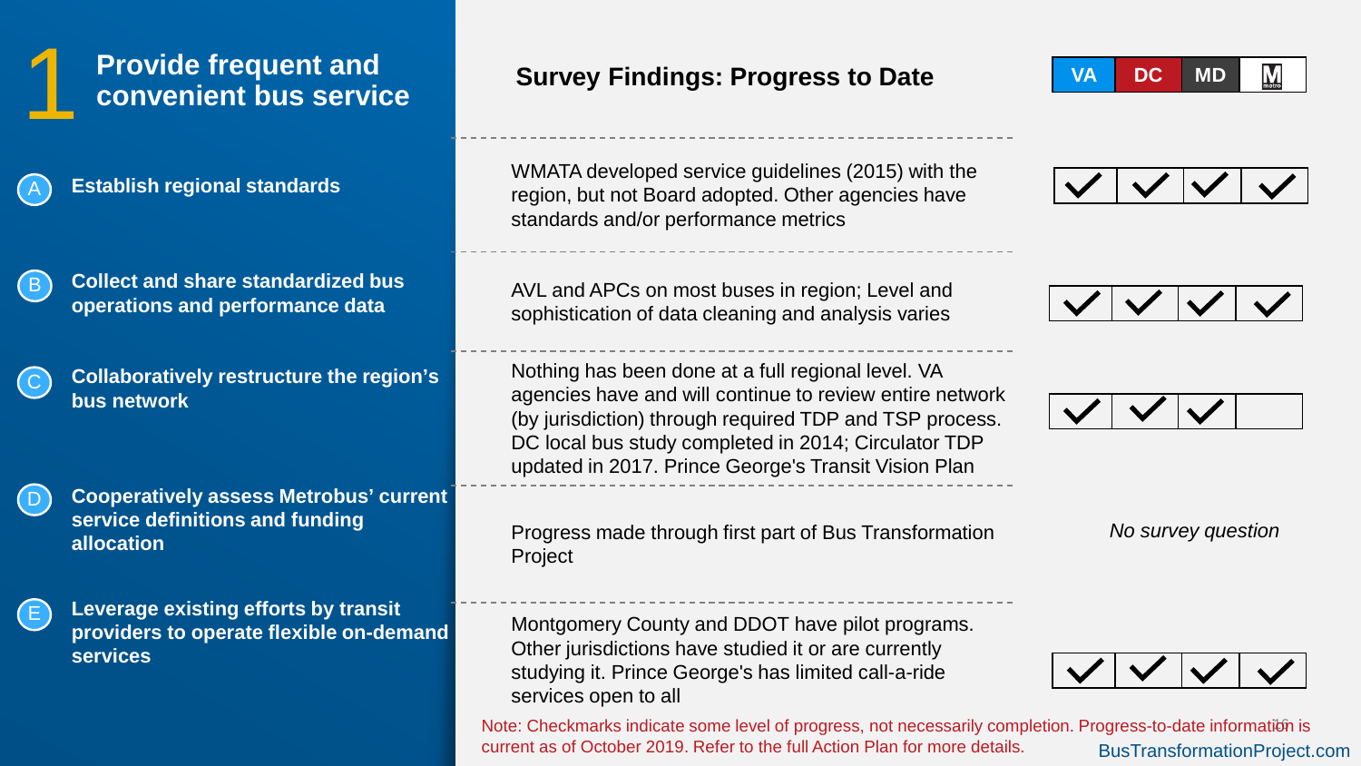# 1 Provide frequent and convenient bus service

## Survey Findings: Progress to Date

| | Action | Progress to Date | VA | DC | MD | Metro |
|---|---|---|---|---|---|---|
| A | Establish regional standards | WMATA developed service guidelines (2015) with the region, but not Board adopted. Other agencies have standards and/or performance metrics | ✓ | ✓ | ✓ | ✓ |
| B | Collect and share standardized bus operations and performance data | AVL and APCs on most buses in region; Level and sophistication of data cleaning and analysis varies | ✓ | ✓ | ✓ | ✓ |
| C | Collaboratively restructure the region's bus network | Nothing has been done at a full regional level. VA agencies have and will continue to review entire network (by jurisdiction) through required TDP and TSP process. DC local bus study completed in 2014; Circulator TDP updated in 2017. Prince George's Transit Vision Plan | ✓ | ✓ | ✓ | |
| D | Cooperatively assess Metrobus' current service definitions and funding allocation | Progress made through first part of Bus Transformation Project | *No survey question* | | | |
| E | Leverage existing efforts by transit providers to operate flexible on-demand services | Montgomery County and DDOT have pilot programs. Other jurisdictions have studied it or are currently studying it. Prince George's has limited call-a-ride services open to all | ✓ | ✓ | ✓ | ✓ |

Note: Checkmarks indicate some level of progress, not necessarily completion. Progress-to-date information is current as of October 2019. Refer to the full Action Plan for more details.

BusTransformationProject.com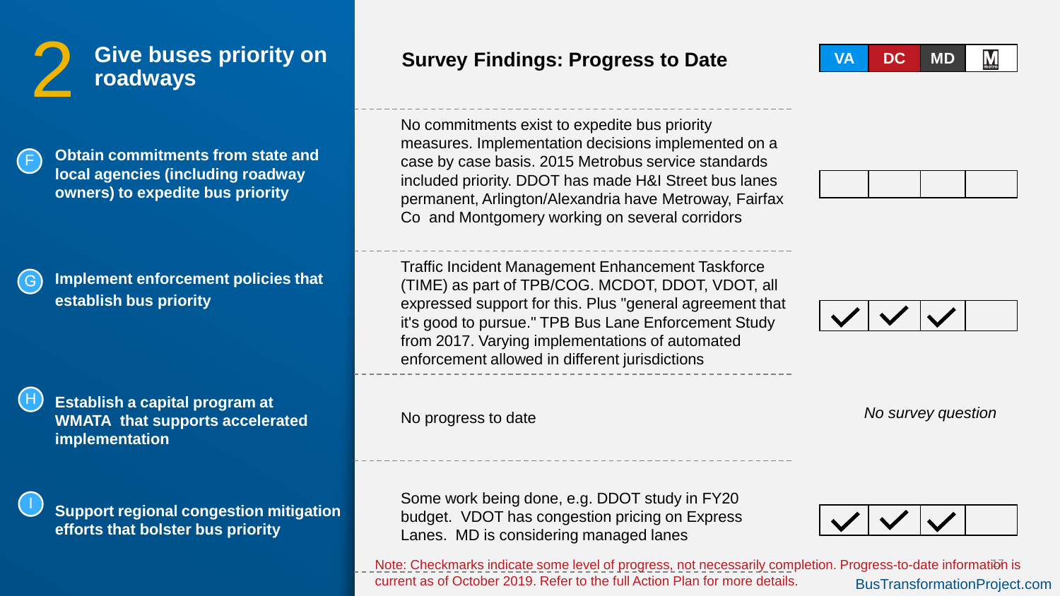# 2 Give buses priority on roadways

## Survey Findings: Progress to Date

| Action | Survey Findings: Progress to Date | VA | DC | MD | Metro |
|---|---|---|---|---|---|
| **F** Obtain commitments from state and local agencies (including roadway owners) to expedite bus priority | No commitments exist to expedite bus priority measures. Implementation decisions implemented on a case by case basis. 2015 Metrobus service standards included priority. DDOT has made H&I Street bus lanes permanent, Arlington/Alexandria have Metroway, Fairfax Co and Montgomery working on several corridors | | | | |
| **G** Implement enforcement policies that establish bus priority | Traffic Incident Management Enhancement Taskforce (TIME) as part of TPB/COG. MCDOT, DDOT, VDOT, all expressed support for this. Plus "general agreement that it's good to pursue." TPB Bus Lane Enforcement Study from 2017. Varying implementations of automated enforcement allowed in different jurisdictions | ✓ | ✓ | ✓ | |
| **H** Establish a capital program at WMATA that supports accelerated implementation | No progress to date | *No survey question* | | | |
| **I** Support regional congestion mitigation efforts that bolster bus priority | Some work being done, e.g. DDOT study in FY20 budget. VDOT has congestion pricing on Express Lanes. MD is considering managed lanes | ✓ | ✓ | ✓ | |

Note: Checkmarks indicate some level of progress, not necessarily completion. Progress-to-date information is current as of October 2019. Refer to the full Action Plan for more details.

BusTransformationProject.com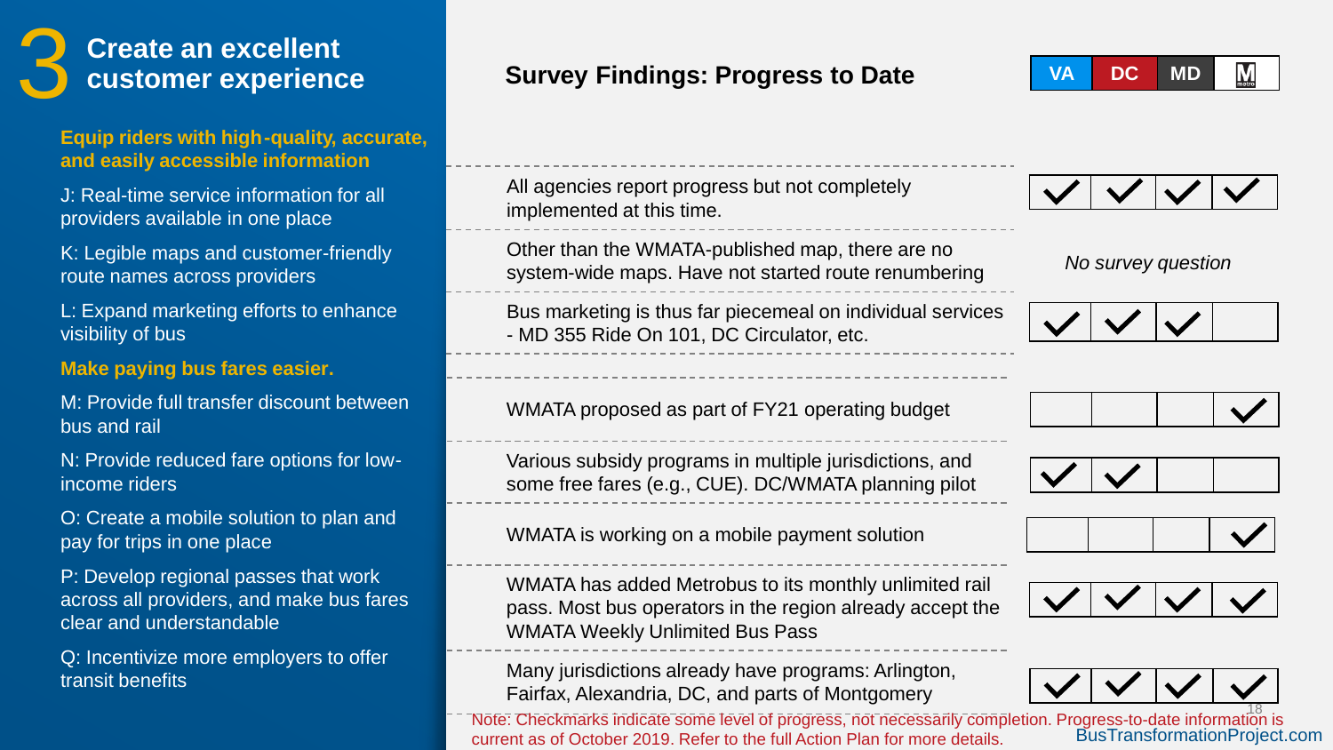# 3 Create an excellent customer experience

## Survey Findings: Progress to Date

| Recommendation | Survey Finding | VA | DC | MD | Metro |
|---|---|---|---|---|---|
| **Equip riders with high-quality, accurate, and easily accessible information** | | | | | |
| J: Real-time service information for all providers available in one place | All agencies report progress but not completely implemented at this time. | ✓ | ✓ | ✓ | ✓ |
| K: Legible maps and customer-friendly route names across providers | Other than the WMATA-published map, there are no system-wide maps. Have not started route renumbering | *No survey question* | | | |
| L: Expand marketing efforts to enhance visibility of bus | Bus marketing is thus far piecemeal on individual services - MD 355 Ride On 101, DC Circulator, etc. | ✓ | ✓ | ✓ | |
| **Make paying bus fares easier.** | | | | | |
| M: Provide full transfer discount between bus and rail | WMATA proposed as part of FY21 operating budget | | | | ✓ |
| N: Provide reduced fare options for low-income riders | Various subsidy programs in multiple jurisdictions, and some free fares (e.g., CUE). DC/WMATA planning pilot | ✓ | ✓ | | |
| O: Create a mobile solution to plan and pay for trips in one place | WMATA is working on a mobile payment solution | | | | ✓ |
| P: Develop regional passes that work across all providers, and make bus fares clear and understandable | WMATA has added Metrobus to its monthly unlimited rail pass. Most bus operators in the region already accept the WMATA Weekly Unlimited Bus Pass | ✓ | ✓ | ✓ | ✓ |
| Q: Incentivize more employers to offer transit benefits | Many jurisdictions already have programs: Arlington, Fairfax, Alexandria, DC, and parts of Montgomery | ✓ | ✓ | ✓ | ✓ |

Note: Checkmarks indicate some level of progress, not necessarily completion. Progress-to-date information is current as of October 2019. Refer to the full Action Plan for more details.

BusTransformationProject.com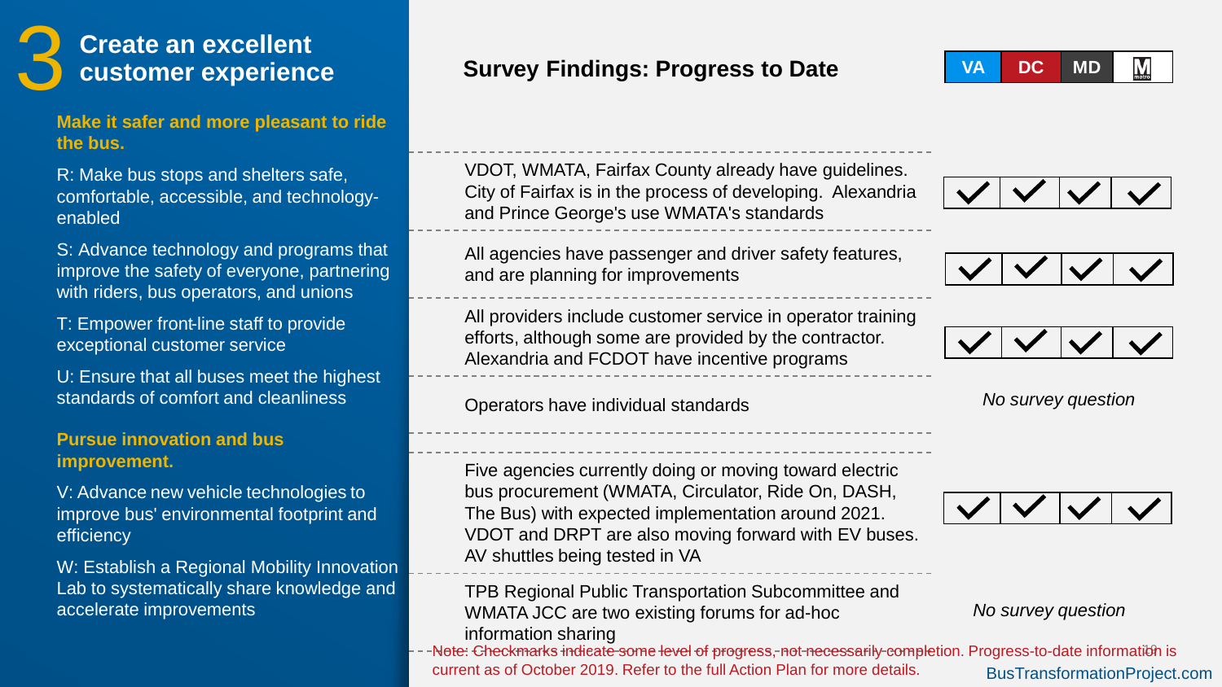# 3 Create an excellent customer experience

**Make it safer and more pleasant to ride the bus.**

## Survey Findings: Progress to Date

| Strategy | Progress | VA | DC | MD | Metro |
|---|---|---|---|---|---|
| R: Make bus stops and shelters safe, comfortable, accessible, and technology-enabled | VDOT, WMATA, Fairfax County already have guidelines. City of Fairfax is in the process of developing. Alexandria and Prince George's use WMATA's standards | ✓ | ✓ | ✓ | ✓ |
| S: Advance technology and programs that improve the safety of everyone, partnering with riders, bus operators, and unions | All agencies have passenger and driver safety features, and are planning for improvements | ✓ | ✓ | ✓ | ✓ |
| T: Empower front-line staff to provide exceptional customer service | All providers include customer service in operator training efforts, although some are provided by the contractor. Alexandria and FCDOT have incentive programs | ✓ | ✓ | ✓ | ✓ |
| U: Ensure that all buses meet the highest standards of comfort and cleanliness | Operators have individual standards | *No survey question* | | | |

**Pursue innovation and bus improvement.**

| Strategy | Progress | VA | DC | MD | Metro |
|---|---|---|---|---|---|
| V: Advance new vehicle technologies to improve bus' environmental footprint and efficiency | Five agencies currently doing or moving toward electric bus procurement (WMATA, Circulator, Ride On, DASH, The Bus) with expected implementation around 2021. VDOT and DRPT are also moving forward with EV buses. AV shuttles being tested in VA | ✓ | ✓ | ✓ | ✓ |
| W: Establish a Regional Mobility Innovation Lab to systematically share knowledge and accelerate improvements | TPB Regional Public Transportation Subcommittee and WMATA JCC are two existing forums for ad-hoc information sharing | *No survey question* | | | |

Note: Checkmarks indicate some level of progress, not necessarily completion. Progress-to-date information is current as of October 2019. Refer to the full Action Plan for more details.

BusTransformationProject.com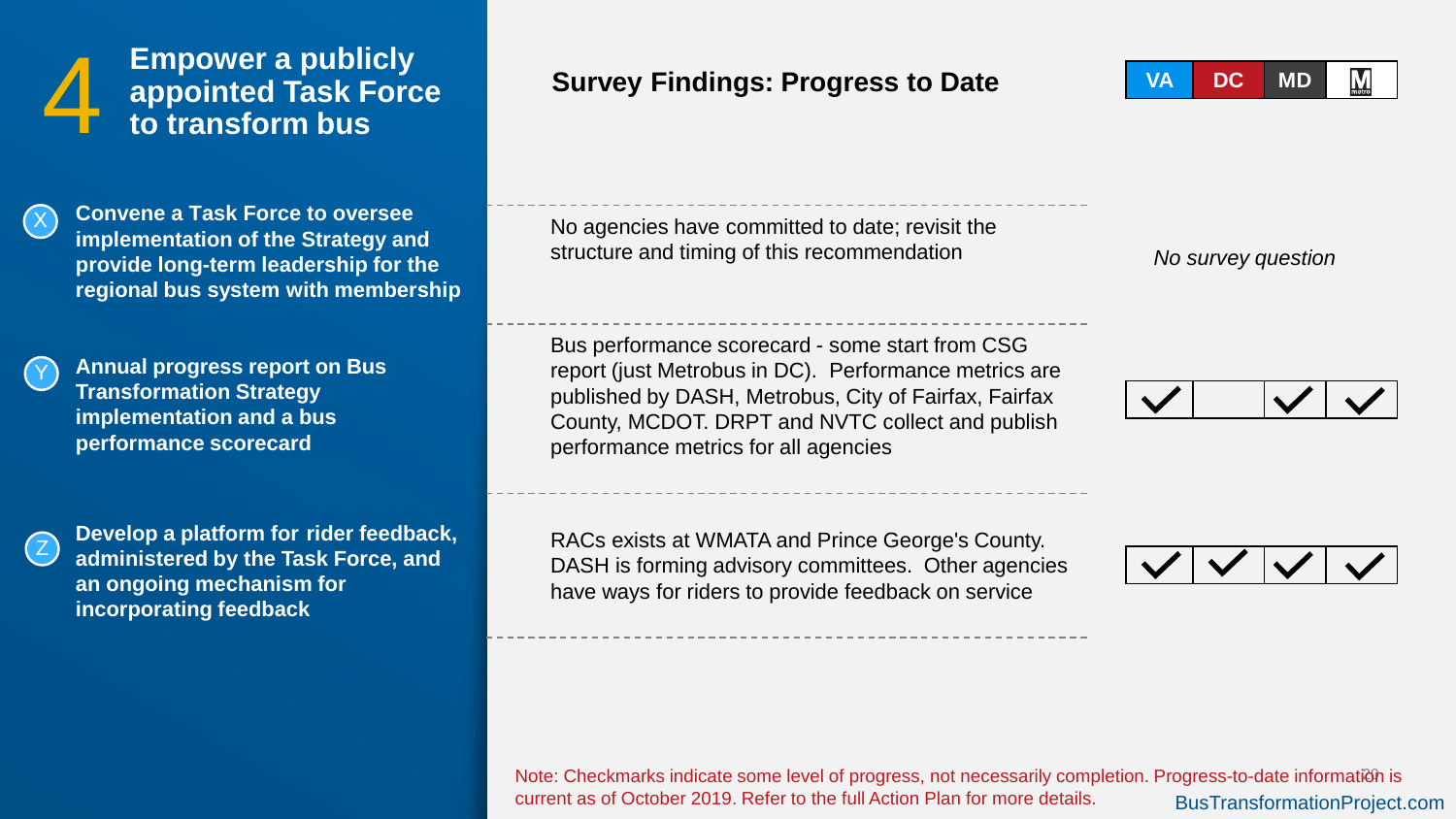# 4 Empower a publicly appointed Task Force to transform bus

## Survey Findings: Progress to Date

| Recommendation | Progress to Date | VA | DC | MD | Metro |
|---|---|---|---|---|---|
| **X** **Convene a Task Force to oversee implementation of the Strategy and provide long-term leadership for the regional bus system with membership** | No agencies have committed to date; revisit the structure and timing of this recommendation | *No survey question* | | | |
| **Y** **Annual progress report on Bus Transformation Strategy implementation and a bus performance scorecard** | Bus performance scorecard - some start from CSG report (just Metrobus in DC). Performance metrics are published by DASH, Metrobus, City of Fairfax, Fairfax County, MCDOT. DRPT and NVTC collect and publish performance metrics for all agencies | ✓ | | ✓ | ✓ |
| **Z** **Develop a platform for rider feedback, administered by the Task Force, and an ongoing mechanism for incorporating feedback** | RACs exists at WMATA and Prince George's County. DASH is forming advisory committees. Other agencies have ways for riders to provide feedback on service | ✓ | ✓ | ✓ | ✓ |

Note: Checkmarks indicate some level of progress, not necessarily completion. Progress-to-date information is current as of October 2019. Refer to the full Action Plan for more details.

BusTransformationProject.com